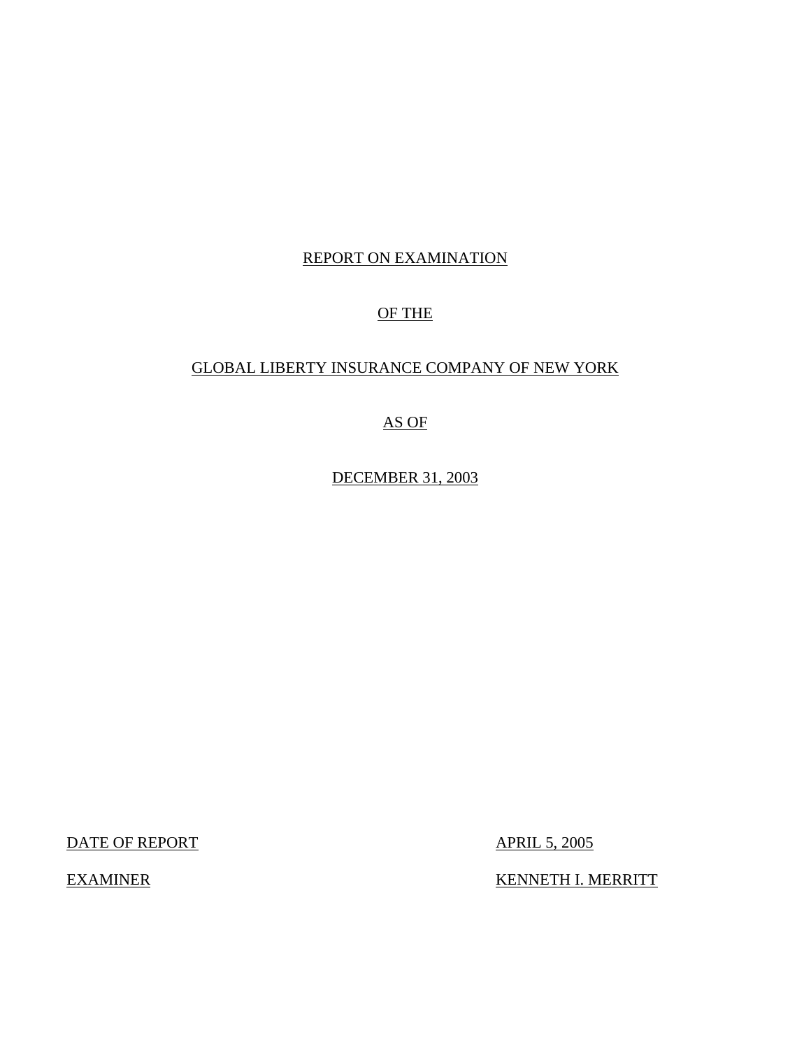REPORT ON EXAMINATION

OF THE

GLOBAL LIBERTY INSURANCE COMPANY OF NEW YORK

AS OF

DECEMBER 31, 2003

DATE OF REPORT APRIL 5, 2005

EXAMINER KENNETH I. MERRITT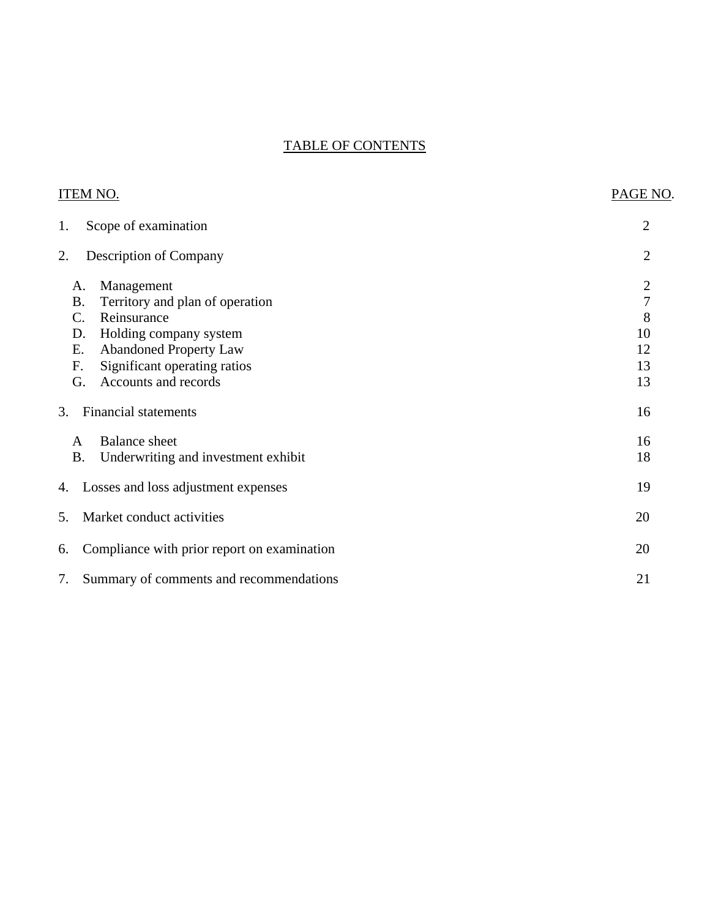## TABLE OF CONTENTS

| ITEM NO. | | PAGE NO. |
|---|---|---|
| 1. | Scope of examination | 2 |
| 2. | Description of Company | 2 |
| | A. Management | 2 |
| | B. Territory and plan of operation | 7 |
| | C. Reinsurance | 8 |
| | D. Holding company system | 10 |
| | E. Abandoned Property Law | 12 |
| | F. Significant operating ratios | 13 |
| | G. Accounts and records | 13 |
| 3. | Financial statements | 16 |
| | A Balance sheet | 16 |
| | B. Underwriting and investment exhibit | 18 |
| 4. | Losses and loss adjustment expenses | 19 |
| 5. | Market conduct activities | 20 |
| 6. | Compliance with prior report on examination | 20 |
| 7. | Summary of comments and recommendations | 21 |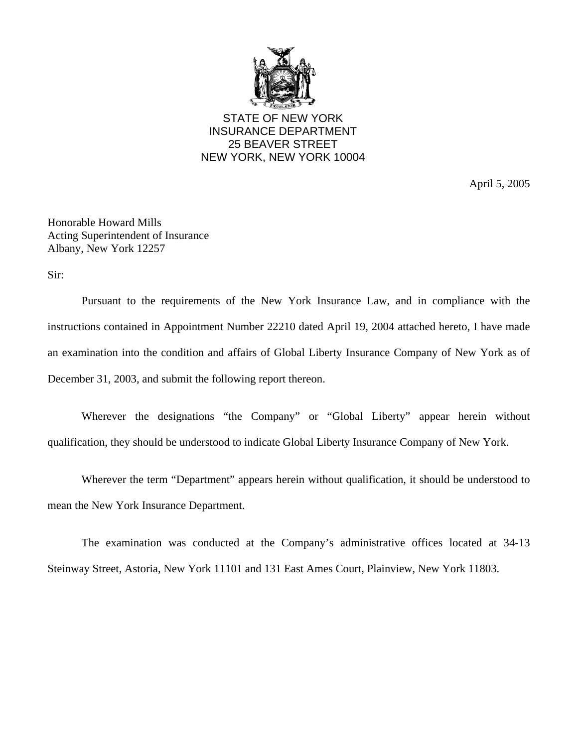STATE OF NEW YORK
INSURANCE DEPARTMENT
25 BEAVER STREET
NEW YORK, NEW YORK 10004

April 5, 2005

Honorable Howard Mills
Acting Superintendent of Insurance
Albany, New York 12257

Sir:

Pursuant to the requirements of the New York Insurance Law, and in compliance with the instructions contained in Appointment Number 22210 dated April 19, 2004 attached hereto, I have made an examination into the condition and affairs of Global Liberty Insurance Company of New York as of December 31, 2003, and submit the following report thereon.

Wherever the designations "the Company" or "Global Liberty" appear herein without qualification, they should be understood to indicate Global Liberty Insurance Company of New York.

Wherever the term "Department" appears herein without qualification, it should be understood to mean the New York Insurance Department.

The examination was conducted at the Company's administrative offices located at 34-13 Steinway Street, Astoria, New York 11101 and 131 East Ames Court, Plainview, New York 11803.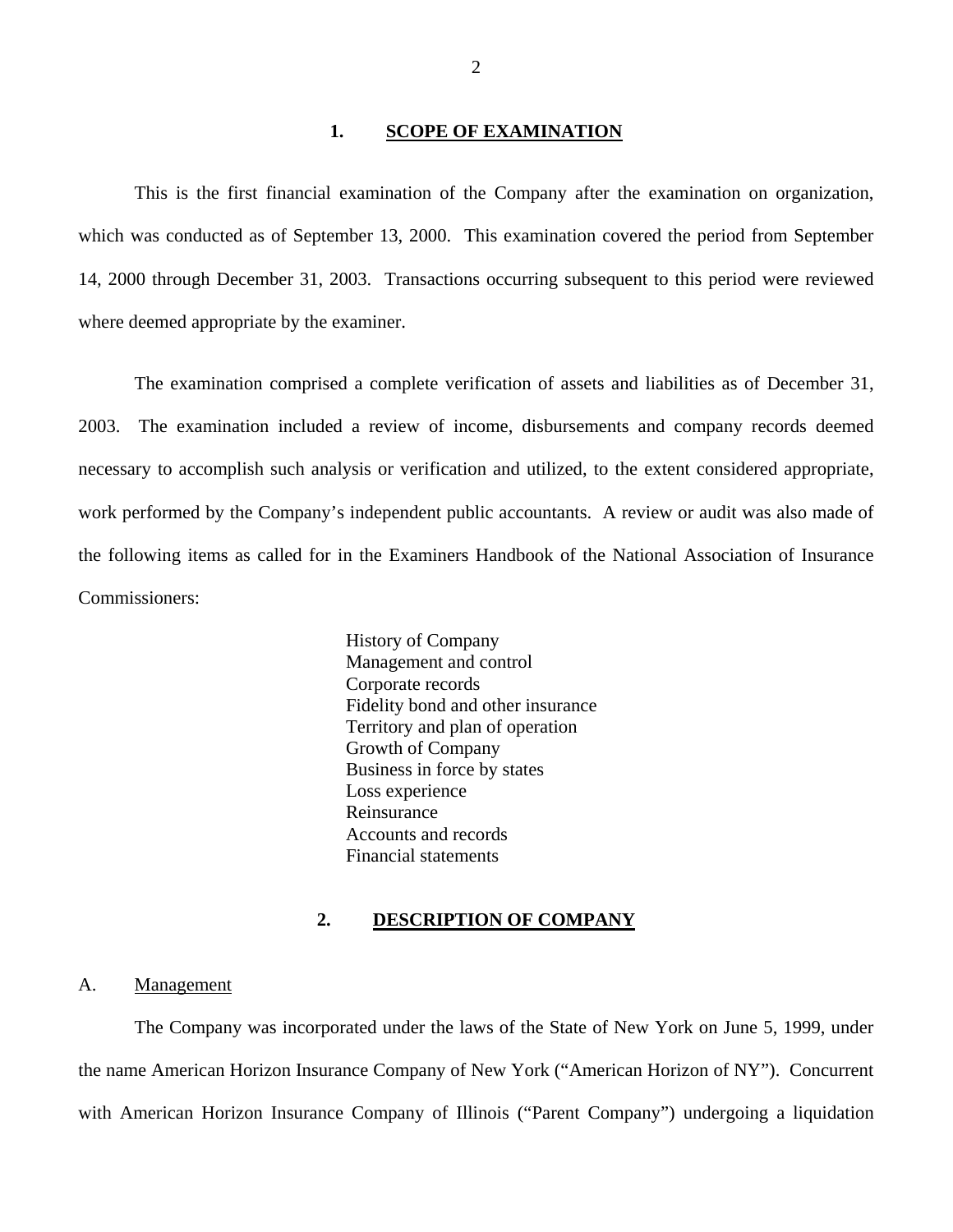## 1. SCOPE OF EXAMINATION

This is the first financial examination of the Company after the examination on organization, which was conducted as of September 13, 2000. This examination covered the period from September 14, 2000 through December 31, 2003. Transactions occurring subsequent to this period were reviewed where deemed appropriate by the examiner.

The examination comprised a complete verification of assets and liabilities as of December 31, 2003. The examination included a review of income, disbursements and company records deemed necessary to accomplish such analysis or verification and utilized, to the extent considered appropriate, work performed by the Company's independent public accountants. A review or audit was also made of the following items as called for in the Examiners Handbook of the National Association of Insurance Commissioners:

- History of Company
- Management and control
- Corporate records
- Fidelity bond and other insurance
- Territory and plan of operation
- Growth of Company
- Business in force by states
- Loss experience
- Reinsurance
- Accounts and records
- Financial statements

## 2. DESCRIPTION OF COMPANY

### A. Management

The Company was incorporated under the laws of the State of New York on June 5, 1999, under the name American Horizon Insurance Company of New York ("American Horizon of NY"). Concurrent with American Horizon Insurance Company of Illinois ("Parent Company") undergoing a liquidation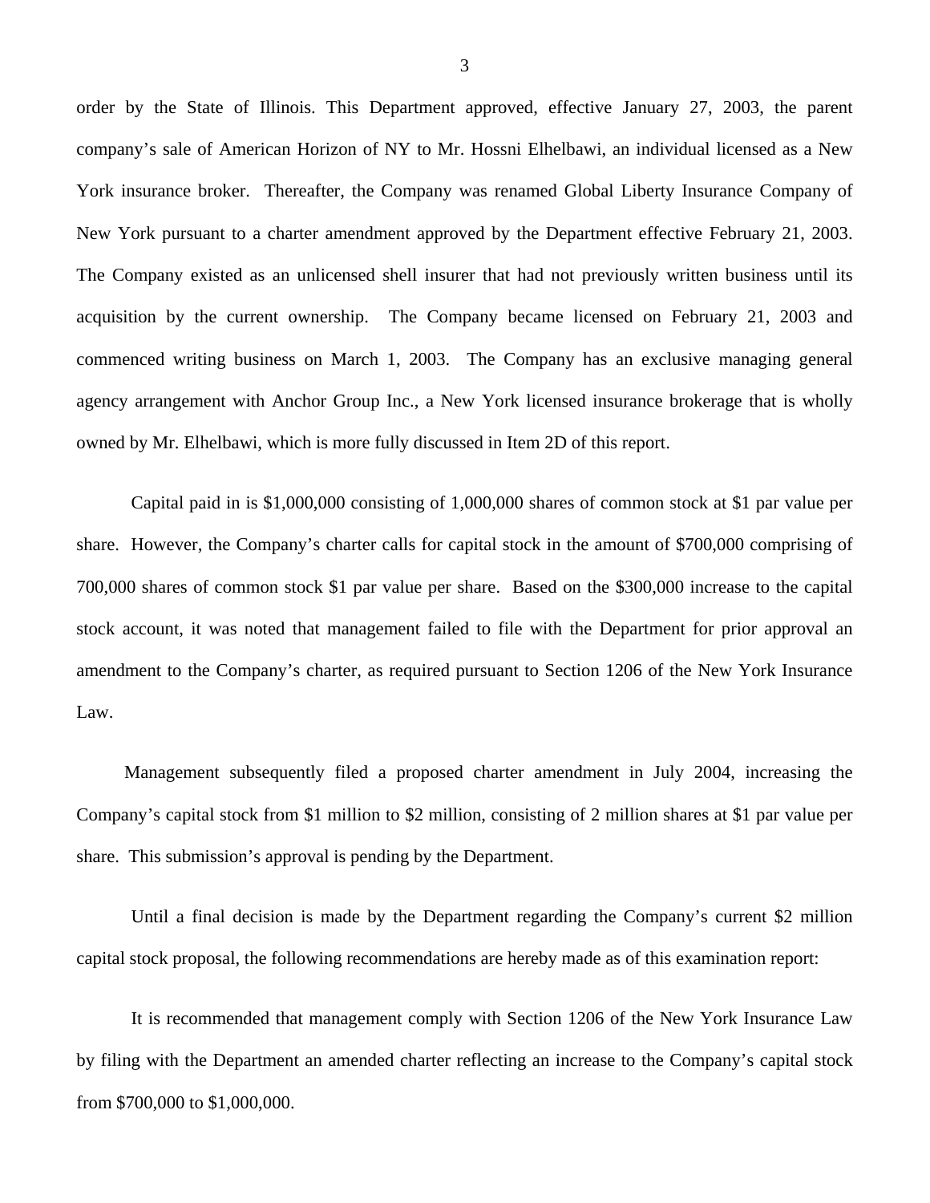order by the State of Illinois. This Department approved, effective January 27, 2003, the parent company's sale of American Horizon of NY to Mr. Hossni Elhelbawi, an individual licensed as a New York insurance broker. Thereafter, the Company was renamed Global Liberty Insurance Company of New York pursuant to a charter amendment approved by the Department effective February 21, 2003. The Company existed as an unlicensed shell insurer that had not previously written business until its acquisition by the current ownership. The Company became licensed on February 21, 2003 and commenced writing business on March 1, 2003. The Company has an exclusive managing general agency arrangement with Anchor Group Inc., a New York licensed insurance brokerage that is wholly owned by Mr. Elhelbawi, which is more fully discussed in Item 2D of this report.

Capital paid in is $1,000,000 consisting of 1,000,000 shares of common stock at $1 par value per share. However, the Company's charter calls for capital stock in the amount of $700,000 comprising of 700,000 shares of common stock $1 par value per share. Based on the $300,000 increase to the capital stock account, it was noted that management failed to file with the Department for prior approval an amendment to the Company's charter, as required pursuant to Section 1206 of the New York Insurance Law.

Management subsequently filed a proposed charter amendment in July 2004, increasing the Company's capital stock from $1 million to $2 million, consisting of 2 million shares at $1 par value per share. This submission's approval is pending by the Department.

Until a final decision is made by the Department regarding the Company's current $2 million capital stock proposal, the following recommendations are hereby made as of this examination report:

It is recommended that management comply with Section 1206 of the New York Insurance Law by filing with the Department an amended charter reflecting an increase to the Company's capital stock from $700,000 to $1,000,000.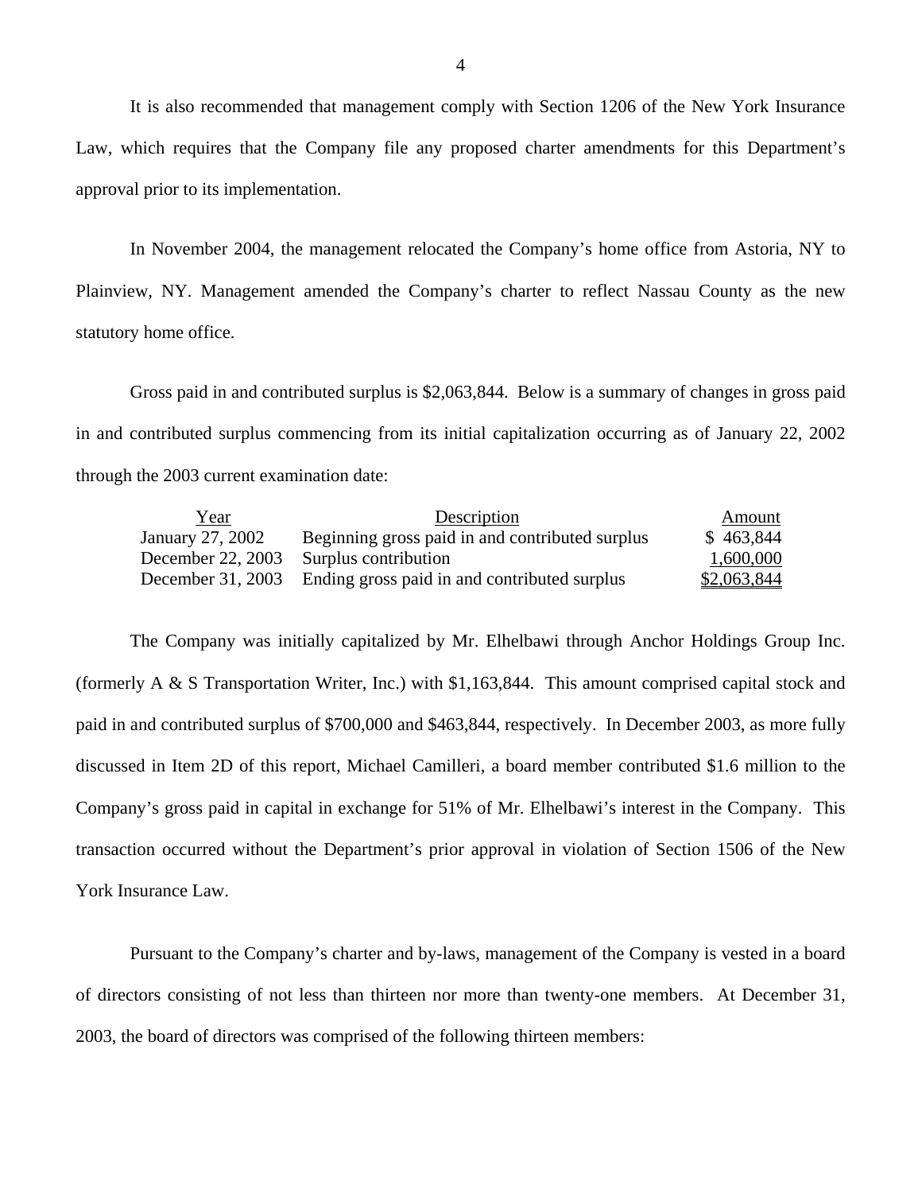It is also recommended that management comply with Section 1206 of the New York Insurance Law, which requires that the Company file any proposed charter amendments for this Department's approval prior to its implementation.

In November 2004, the management relocated the Company's home office from Astoria, NY to Plainview, NY. Management amended the Company's charter to reflect Nassau County as the new statutory home office.

Gross paid in and contributed surplus is $2,063,844. Below is a summary of changes in gross paid in and contributed surplus commencing from its initial capitalization occurring as of January 22, 2002 through the 2003 current examination date:

| Year | Description | Amount |
|---|---|---|
| January 27, 2002 | Beginning gross paid in and contributed surplus | $ 463,844 |
| December 22, 2003 | Surplus contribution | 1,600,000 |
| December 31, 2003 | Ending gross paid in and contributed surplus | $2,063,844 |

The Company was initially capitalized by Mr. Elhelbawi through Anchor Holdings Group Inc. (formerly A & S Transportation Writer, Inc.) with $1,163,844. This amount comprised capital stock and paid in and contributed surplus of $700,000 and $463,844, respectively. In December 2003, as more fully discussed in Item 2D of this report, Michael Camilleri, a board member contributed $1.6 million to the Company's gross paid in capital in exchange for 51% of Mr. Elhelbawi's interest in the Company. This transaction occurred without the Department's prior approval in violation of Section 1506 of the New York Insurance Law.

Pursuant to the Company's charter and by-laws, management of the Company is vested in a board of directors consisting of not less than thirteen nor more than twenty-one members. At December 31, 2003, the board of directors was comprised of the following thirteen members: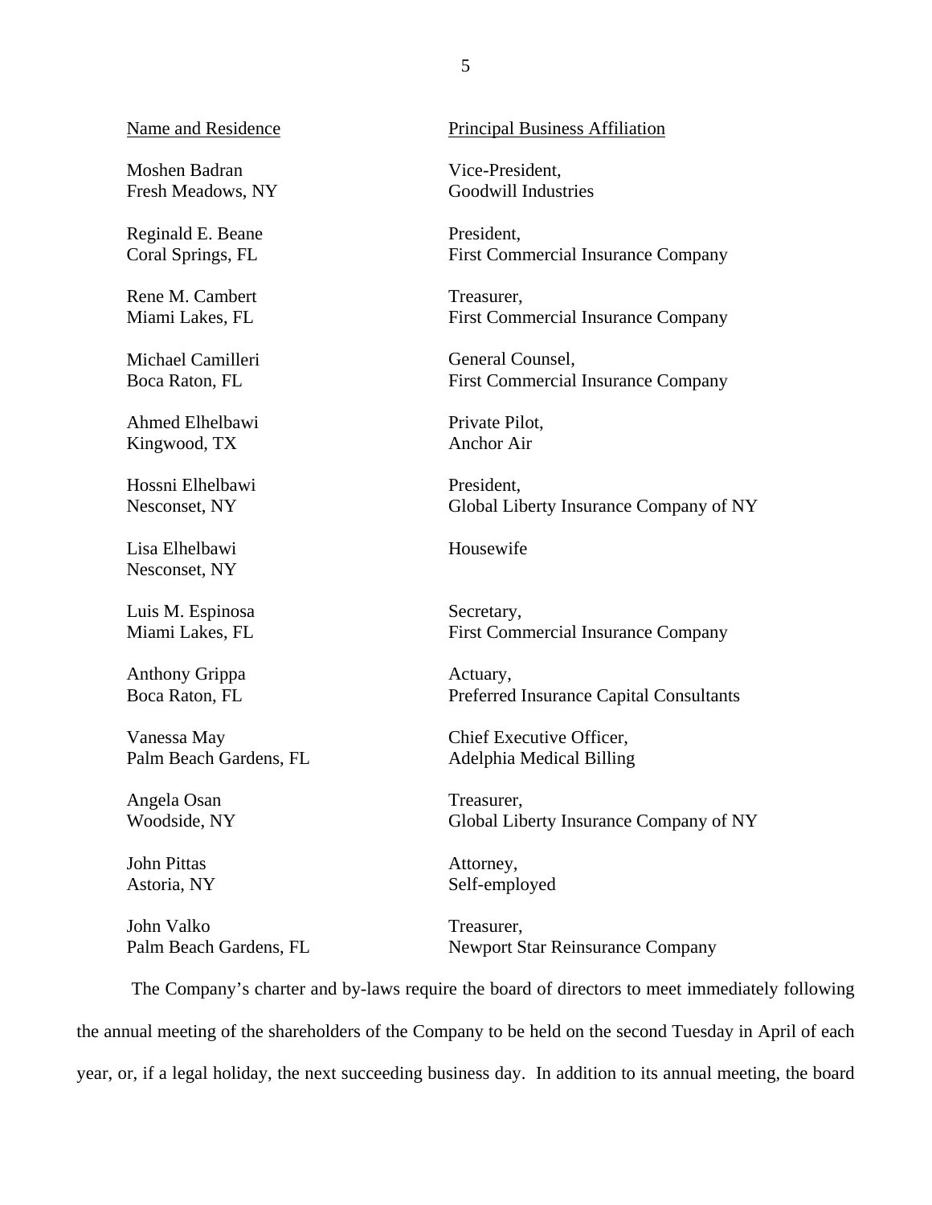| Name and Residence | Principal Business Affiliation |
|---|---|
| Moshen Badran<br>Fresh Meadows, NY | Vice-President,<br>Goodwill Industries |
| Reginald E. Beane<br>Coral Springs, FL | President,<br>First Commercial Insurance Company |
| Rene M. Cambert<br>Miami Lakes, FL | Treasurer,<br>First Commercial Insurance Company |
| Michael Camilleri<br>Boca Raton, FL | General Counsel,<br>First Commercial Insurance Company |
| Ahmed Elhelbawi<br>Kingwood, TX | Private Pilot,<br>Anchor Air |
| Hossni Elhelbawi<br>Nesconset, NY | President,<br>Global Liberty Insurance Company of NY |
| Lisa Elhelbawi<br>Nesconset, NY | Housewife |
| Luis M. Espinosa<br>Miami Lakes, FL | Secretary,<br>First Commercial Insurance Company |
| Anthony Grippa<br>Boca Raton, FL | Actuary,<br>Preferred Insurance Capital Consultants |
| Vanessa May<br>Palm Beach Gardens, FL | Chief Executive Officer,<br>Adelphia Medical Billing |
| Angela Osan<br>Woodside, NY | Treasurer,<br>Global Liberty Insurance Company of NY |
| John Pittas<br>Astoria, NY | Attorney,<br>Self-employed |
| John Valko<br>Palm Beach Gardens, FL | Treasurer,<br>Newport Star Reinsurance Company |

The Company's charter and by-laws require the board of directors to meet immediately following the annual meeting of the shareholders of the Company to be held on the second Tuesday in April of each year, or, if a legal holiday, the next succeeding business day. In addition to its annual meeting, the board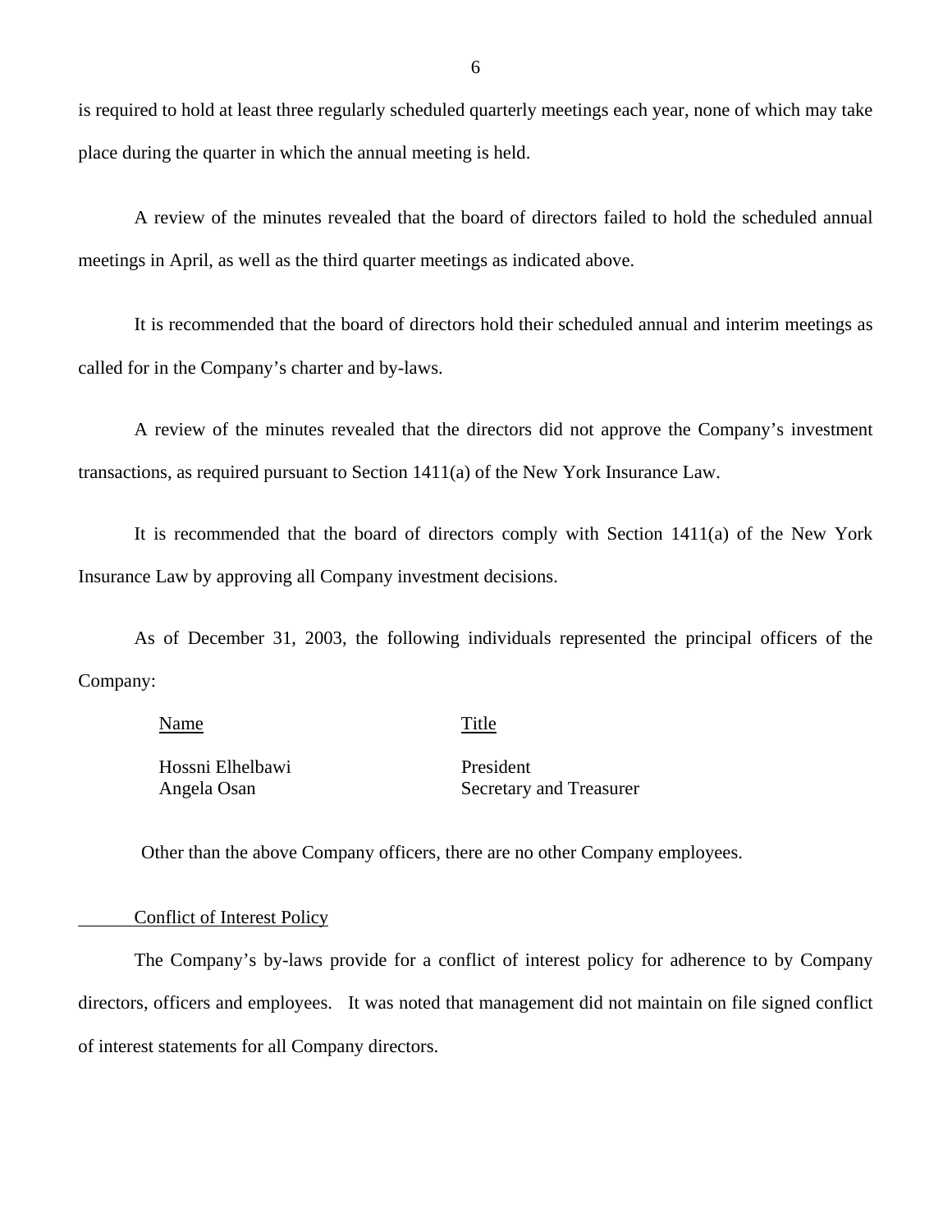is required to hold at least three regularly scheduled quarterly meetings each year, none of which may take place during the quarter in which the annual meeting is held.

A review of the minutes revealed that the board of directors failed to hold the scheduled annual meetings in April, as well as the third quarter meetings as indicated above.

It is recommended that the board of directors hold their scheduled annual and interim meetings as called for in the Company's charter and by-laws.

A review of the minutes revealed that the directors did not approve the Company's investment transactions, as required pursuant to Section 1411(a) of the New York Insurance Law.

It is recommended that the board of directors comply with Section 1411(a) of the New York Insurance Law by approving all Company investment decisions.

As of December 31, 2003, the following individuals represented the principal officers of the Company:

| Name | Title |
|---|---|
| Hossni Elhelbawi | President |
| Angela Osan | Secretary and Treasurer |

Other than the above Company officers, there are no other Company employees.

### Conflict of Interest Policy

The Company's by-laws provide for a conflict of interest policy for adherence to by Company directors, officers and employees. It was noted that management did not maintain on file signed conflict of interest statements for all Company directors.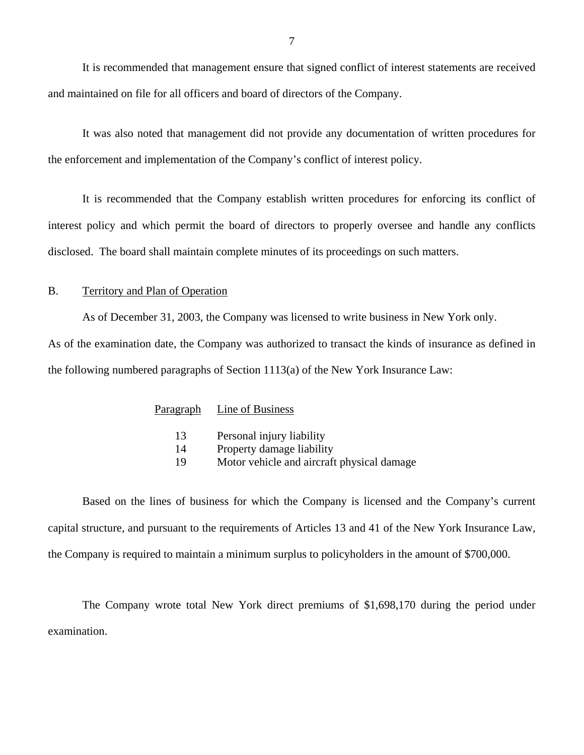It is recommended that management ensure that signed conflict of interest statements are received and maintained on file for all officers and board of directors of the Company.

It was also noted that management did not provide any documentation of written procedures for the enforcement and implementation of the Company's conflict of interest policy.

It is recommended that the Company establish written procedures for enforcing its conflict of interest policy and which permit the board of directors to properly oversee and handle any conflicts disclosed. The board shall maintain complete minutes of its proceedings on such matters.

## B. Territory and Plan of Operation

As of December 31, 2003, the Company was licensed to write business in New York only. As of the examination date, the Company was authorized to transact the kinds of insurance as defined in the following numbered paragraphs of Section 1113(a) of the New York Insurance Law:

| Paragraph | Line of Business |
|---|---|
| 13 | Personal injury liability |
| 14 | Property damage liability |
| 19 | Motor vehicle and aircraft physical damage |

Based on the lines of business for which the Company is licensed and the Company's current capital structure, and pursuant to the requirements of Articles 13 and 41 of the New York Insurance Law, the Company is required to maintain a minimum surplus to policyholders in the amount of $700,000.

The Company wrote total New York direct premiums of $1,698,170 during the period under examination.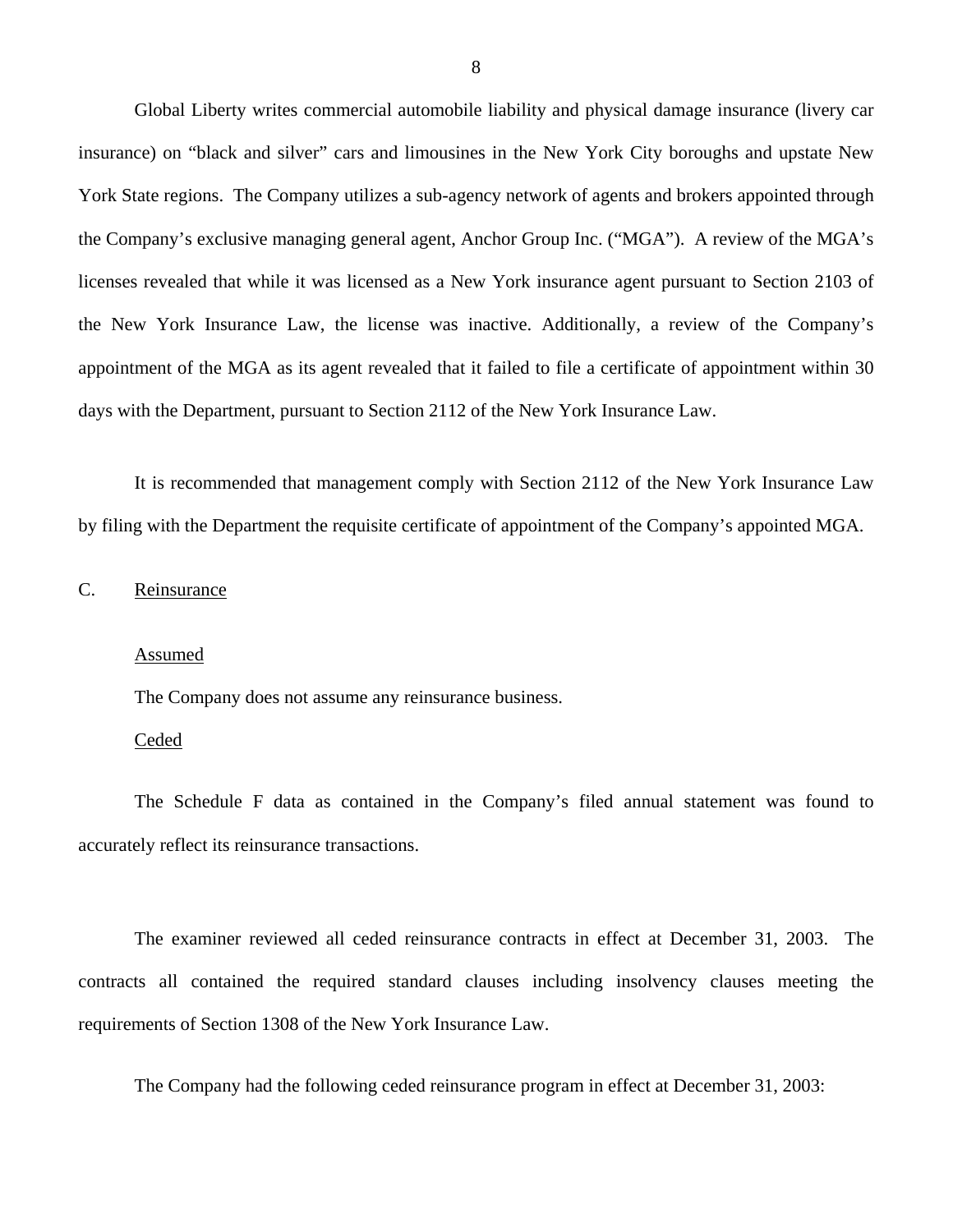Global Liberty writes commercial automobile liability and physical damage insurance (livery car insurance) on "black and silver" cars and limousines in the New York City boroughs and upstate New York State regions. The Company utilizes a sub-agency network of agents and brokers appointed through the Company's exclusive managing general agent, Anchor Group Inc. ("MGA"). A review of the MGA's licenses revealed that while it was licensed as a New York insurance agent pursuant to Section 2103 of the New York Insurance Law, the license was inactive. Additionally, a review of the Company's appointment of the MGA as its agent revealed that it failed to file a certificate of appointment within 30 days with the Department, pursuant to Section 2112 of the New York Insurance Law.

It is recommended that management comply with Section 2112 of the New York Insurance Law by filing with the Department the requisite certificate of appointment of the Company's appointed MGA.

## C. Reinsurance

Assumed

The Company does not assume any reinsurance business.

Ceded

The Schedule F data as contained in the Company's filed annual statement was found to accurately reflect its reinsurance transactions.

The examiner reviewed all ceded reinsurance contracts in effect at December 31, 2003. The contracts all contained the required standard clauses including insolvency clauses meeting the requirements of Section 1308 of the New York Insurance Law.

The Company had the following ceded reinsurance program in effect at December 31, 2003: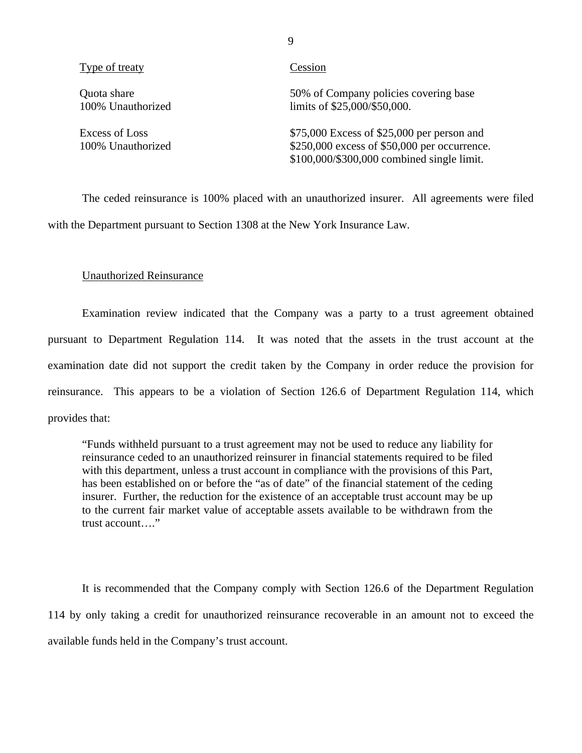| Type of treaty | Cession |
|---|---|
| Quota share<br>100% Unauthorized | 50% of Company policies covering base limits of $25,000/$50,000. |
| Excess of Loss<br>100% Unauthorized | $75,000 Excess of $25,000 per person and $250,000 excess of $50,000 per occurrence. $100,000/$300,000 combined single limit. |

The ceded reinsurance is 100% placed with an unauthorized insurer. All agreements were filed with the Department pursuant to Section 1308 at the New York Insurance Law.

Unauthorized Reinsurance

Examination review indicated that the Company was a party to a trust agreement obtained pursuant to Department Regulation 114. It was noted that the assets in the trust account at the examination date did not support the credit taken by the Company in order reduce the provision for reinsurance. This appears to be a violation of Section 126.6 of Department Regulation 114, which provides that:

> "Funds withheld pursuant to a trust agreement may not be used to reduce any liability for reinsurance ceded to an unauthorized reinsurer in financial statements required to be filed with this department, unless a trust account in compliance with the provisions of this Part, has been established on or before the "as of date" of the financial statement of the ceding insurer. Further, the reduction for the existence of an acceptable trust account may be up to the current fair market value of acceptable assets available to be withdrawn from the trust account…."

It is recommended that the Company comply with Section 126.6 of the Department Regulation 114 by only taking a credit for unauthorized reinsurance recoverable in an amount not to exceed the available funds held in the Company's trust account.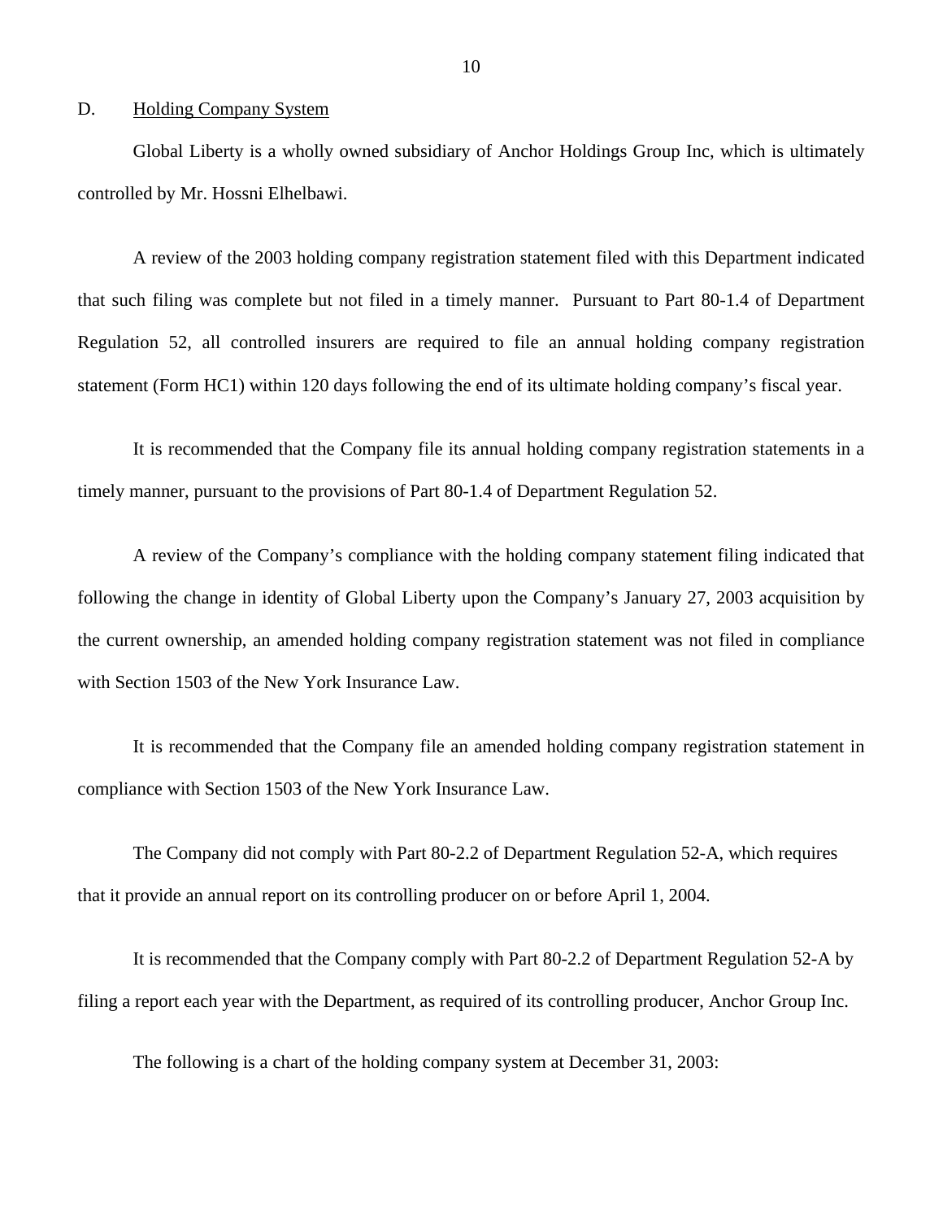D. Holding Company System

Global Liberty is a wholly owned subsidiary of Anchor Holdings Group Inc, which is ultimately controlled by Mr. Hossni Elhelbawi.

A review of the 2003 holding company registration statement filed with this Department indicated that such filing was complete but not filed in a timely manner. Pursuant to Part 80-1.4 of Department Regulation 52, all controlled insurers are required to file an annual holding company registration statement (Form HC1) within 120 days following the end of its ultimate holding company's fiscal year.

It is recommended that the Company file its annual holding company registration statements in a timely manner, pursuant to the provisions of Part 80-1.4 of Department Regulation 52.

A review of the Company's compliance with the holding company statement filing indicated that following the change in identity of Global Liberty upon the Company's January 27, 2003 acquisition by the current ownership, an amended holding company registration statement was not filed in compliance with Section 1503 of the New York Insurance Law.

It is recommended that the Company file an amended holding company registration statement in compliance with Section 1503 of the New York Insurance Law.

The Company did not comply with Part 80-2.2 of Department Regulation 52-A, which requires that it provide an annual report on its controlling producer on or before April 1, 2004.

It is recommended that the Company comply with Part 80-2.2 of Department Regulation 52-A by filing a report each year with the Department, as required of its controlling producer, Anchor Group Inc.

The following is a chart of the holding company system at December 31, 2003: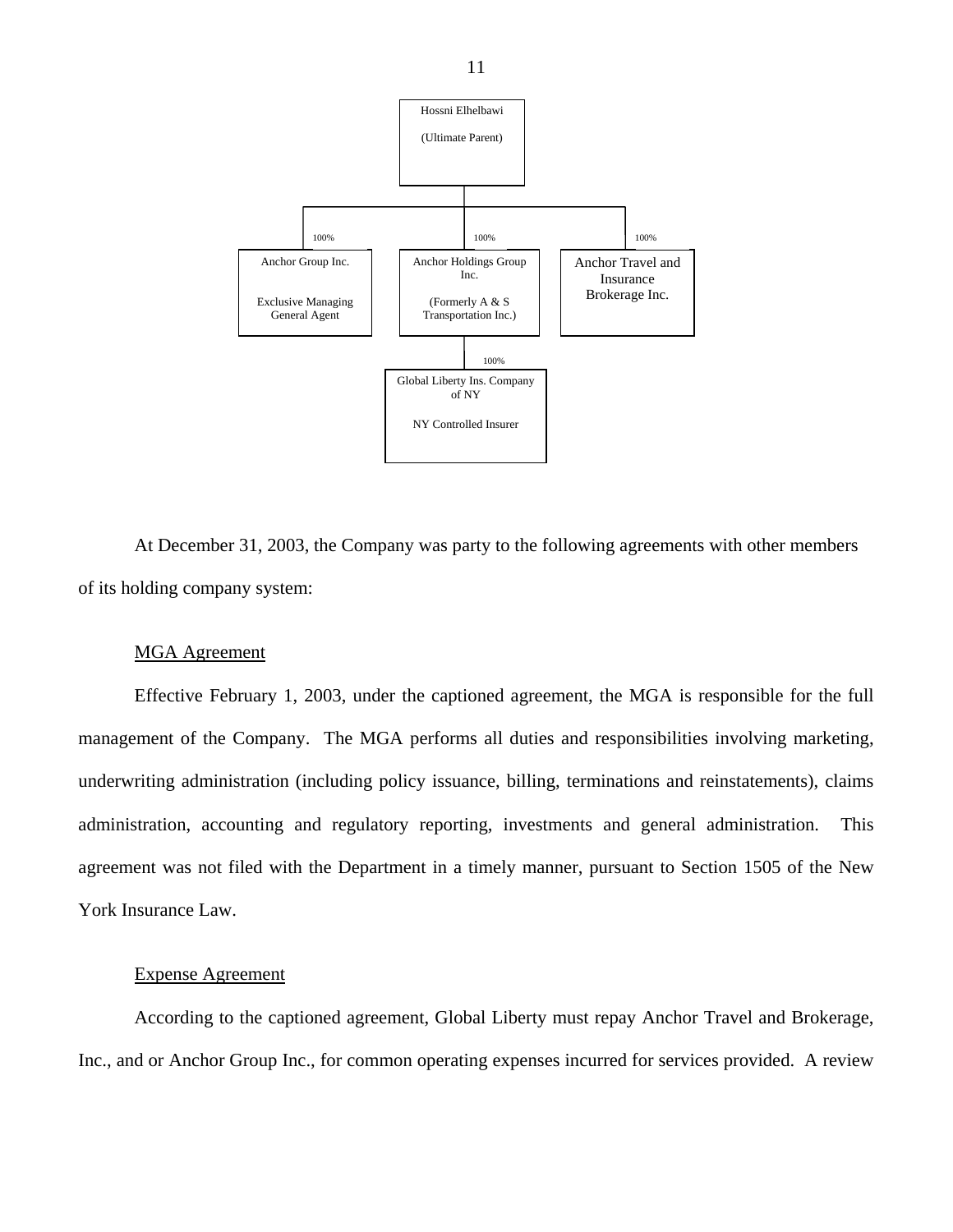Hossni Elhelbawi

(Ultimate Parent)

| 100% | 100% | 100% |
|---|---|---|
| Anchor Group Inc.<br><br>Exclusive Managing General Agent | Anchor Holdings Group Inc.<br><br>(Formerly A & S Transportation Inc.) | Anchor Travel and Insurance Brokerage Inc. |

100%

Global Liberty Ins. Company of NY

NY Controlled Insurer

At December 31, 2003, the Company was party to the following agreements with other members of its holding company system:

MGA Agreement

Effective February 1, 2003, under the captioned agreement, the MGA is responsible for the full management of the Company. The MGA performs all duties and responsibilities involving marketing, underwriting administration (including policy issuance, billing, terminations and reinstatements), claims administration, accounting and regulatory reporting, investments and general administration. This agreement was not filed with the Department in a timely manner, pursuant to Section 1505 of the New York Insurance Law.

Expense Agreement

According to the captioned agreement, Global Liberty must repay Anchor Travel and Brokerage, Inc., and or Anchor Group Inc., for common operating expenses incurred for services provided. A review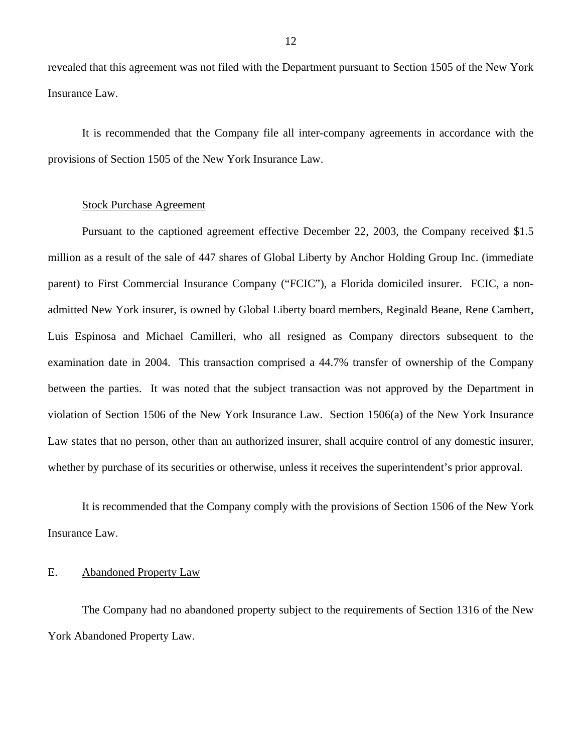revealed that this agreement was not filed with the Department pursuant to Section 1505 of the New York Insurance Law.

It is recommended that the Company file all inter-company agreements in accordance with the provisions of Section 1505 of the New York Insurance Law.

Stock Purchase Agreement

Pursuant to the captioned agreement effective December 22, 2003, the Company received $1.5 million as a result of the sale of 447 shares of Global Liberty by Anchor Holding Group Inc. (immediate parent) to First Commercial Insurance Company ("FCIC"), a Florida domiciled insurer. FCIC, a non-admitted New York insurer, is owned by Global Liberty board members, Reginald Beane, Rene Cambert, Luis Espinosa and Michael Camilleri, who all resigned as Company directors subsequent to the examination date in 2004. This transaction comprised a 44.7% transfer of ownership of the Company between the parties. It was noted that the subject transaction was not approved by the Department in violation of Section 1506 of the New York Insurance Law. Section 1506(a) of the New York Insurance Law states that no person, other than an authorized insurer, shall acquire control of any domestic insurer, whether by purchase of its securities or otherwise, unless it receives the superintendent's prior approval.

It is recommended that the Company comply with the provisions of Section 1506 of the New York Insurance Law.

## E. Abandoned Property Law

The Company had no abandoned property subject to the requirements of Section 1316 of the New York Abandoned Property Law.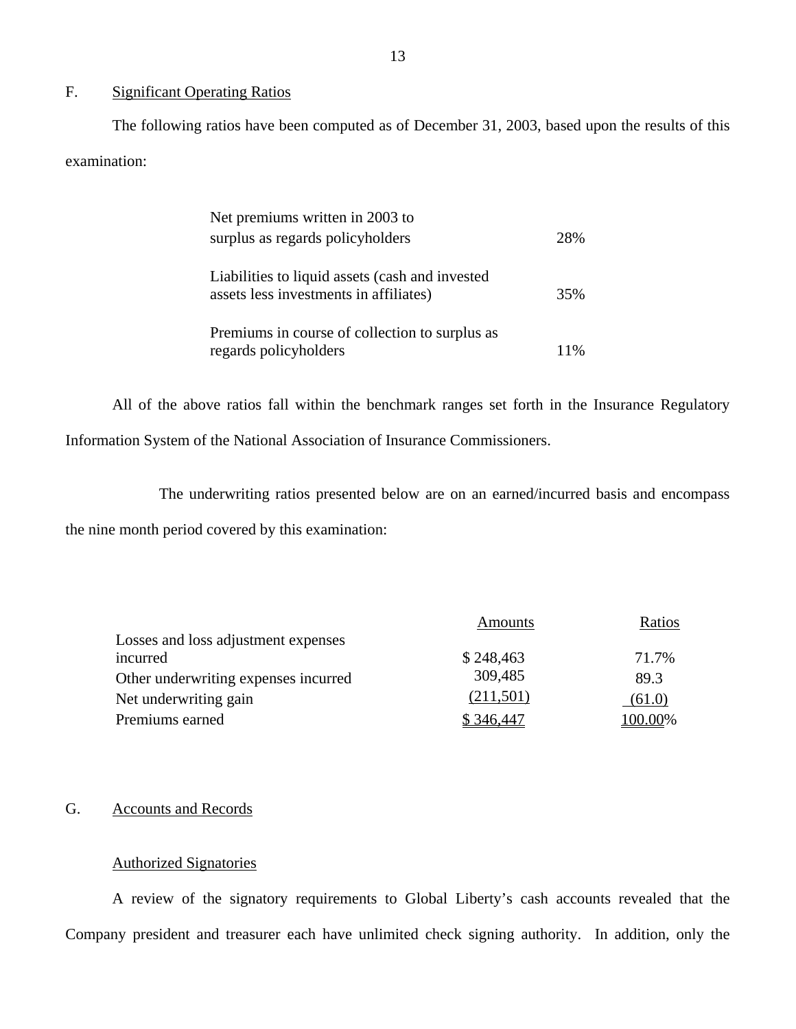## F. Significant Operating Ratios

The following ratios have been computed as of December 31, 2003, based upon the results of this examination:

| | |
|---|---|
| Net premiums written in 2003 to surplus as regards policyholders | 28% |
| Liabilities to liquid assets (cash and invested assets less investments in affiliates) | 35% |
| Premiums in course of collection to surplus as regards policyholders | 11% |

All of the above ratios fall within the benchmark ranges set forth in the Insurance Regulatory Information System of the National Association of Insurance Commissioners.

The underwriting ratios presented below are on an earned/incurred basis and encompass the nine month period covered by this examination:

| | Amounts | Ratios |
|---|---|---|
| Losses and loss adjustment expenses incurred | $ 248,463 | 71.7% |
| Other underwriting expenses incurred | 309,485 | 89.3 |
| Net underwriting gain | (211,501) | (61.0) |
| Premiums earned | $ 346,447 | 100.00% |

## G. Accounts and Records

### Authorized Signatories

A review of the signatory requirements to Global Liberty's cash accounts revealed that the Company president and treasurer each have unlimited check signing authority. In addition, only the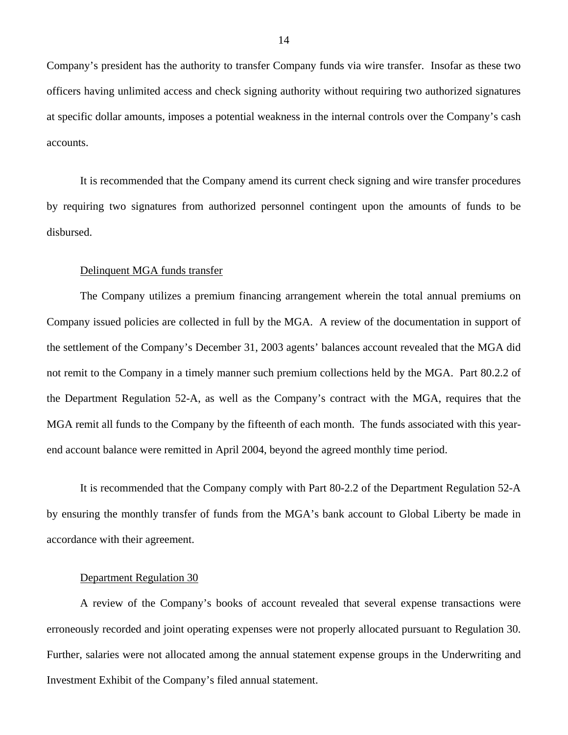Company's president has the authority to transfer Company funds via wire transfer. Insofar as these two officers having unlimited access and check signing authority without requiring two authorized signatures at specific dollar amounts, imposes a potential weakness in the internal controls over the Company's cash accounts.

It is recommended that the Company amend its current check signing and wire transfer procedures by requiring two signatures from authorized personnel contingent upon the amounts of funds to be disbursed.

Delinquent MGA funds transfer

The Company utilizes a premium financing arrangement wherein the total annual premiums on Company issued policies are collected in full by the MGA. A review of the documentation in support of the settlement of the Company's December 31, 2003 agents' balances account revealed that the MGA did not remit to the Company in a timely manner such premium collections held by the MGA. Part 80.2.2 of the Department Regulation 52-A, as well as the Company's contract with the MGA, requires that the MGA remit all funds to the Company by the fifteenth of each month. The funds associated with this year-end account balance were remitted in April 2004, beyond the agreed monthly time period.

It is recommended that the Company comply with Part 80-2.2 of the Department Regulation 52-A by ensuring the monthly transfer of funds from the MGA's bank account to Global Liberty be made in accordance with their agreement.

Department Regulation 30

A review of the Company's books of account revealed that several expense transactions were erroneously recorded and joint operating expenses were not properly allocated pursuant to Regulation 30. Further, salaries were not allocated among the annual statement expense groups in the Underwriting and Investment Exhibit of the Company's filed annual statement.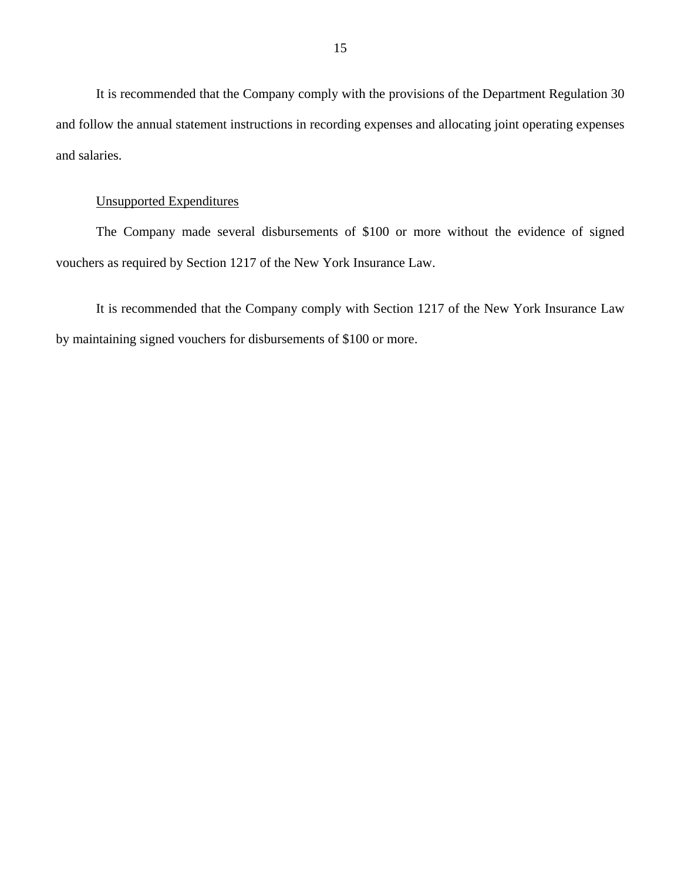It is recommended that the Company comply with the provisions of the Department Regulation 30 and follow the annual statement instructions in recording expenses and allocating joint operating expenses and salaries.

Unsupported Expenditures

The Company made several disbursements of $100 or more without the evidence of signed vouchers as required by Section 1217 of the New York Insurance Law.

It is recommended that the Company comply with Section 1217 of the New York Insurance Law by maintaining signed vouchers for disbursements of $100 or more.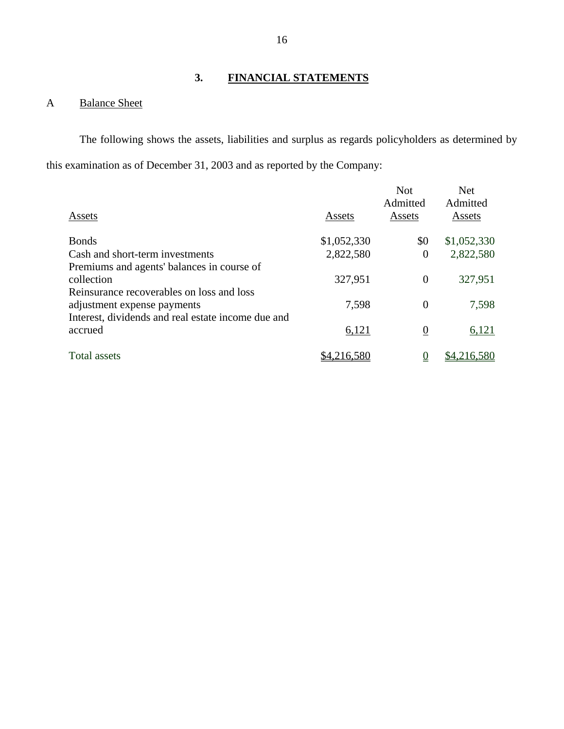## 3. FINANCIAL STATEMENTS

### A Balance Sheet

The following shows the assets, liabilities and surplus as regards policyholders as determined by this examination as of December 31, 2003 and as reported by the Company:

| Assets | Assets | Not Admitted Assets | Net Admitted Assets |
|---|---|---|---|
| Bonds | $1,052,330 | $0 | $1,052,330 |
| Cash and short-term investments | 2,822,580 | 0 | 2,822,580 |
| Premiums and agents' balances in course of collection | 327,951 | 0 | 327,951 |
| Reinsurance recoverables on loss and loss adjustment expense payments | 7,598 | 0 | 7,598 |
| Interest, dividends and real estate income due and accrued | 6,121 | 0 | 6,121 |
| Total assets | $4,216,580 | 0 | $4,216,580 |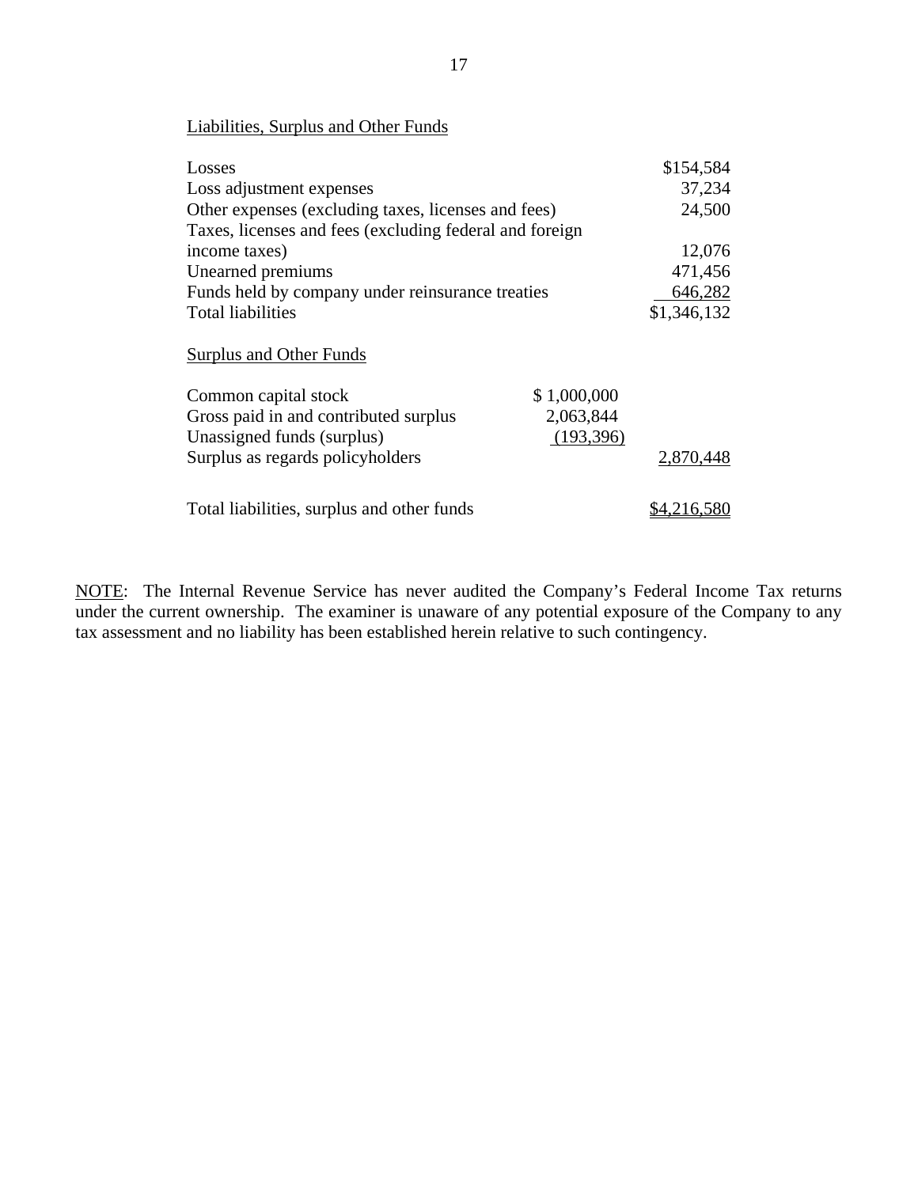Liabilities, Surplus and Other Funds

| | | |
|---|---|---|
| Losses | | $154,584 |
| Loss adjustment expenses | | 37,234 |
| Other expenses (excluding taxes, licenses and fees) | | 24,500 |
| Taxes, licenses and fees (excluding federal and foreign income taxes) | | 12,076 |
| Unearned premiums | | 471,456 |
| Funds held by company under reinsurance treaties | | 646,282 |
| Total liabilities | | $1,346,132 |
| | | |
| Surplus and Other Funds | | |
| | | |
| Common capital stock | $ 1,000,000 | |
| Gross paid in and contributed surplus | 2,063,844 | |
| Unassigned funds (surplus) | (193,396) | |
| Surplus as regards policyholders | | 2,870,448 |
| | | |
| Total liabilities, surplus and other funds | | $4,216,580 |

NOTE: The Internal Revenue Service has never audited the Company's Federal Income Tax returns under the current ownership. The examiner is unaware of any potential exposure of the Company to any tax assessment and no liability has been established herein relative to such contingency.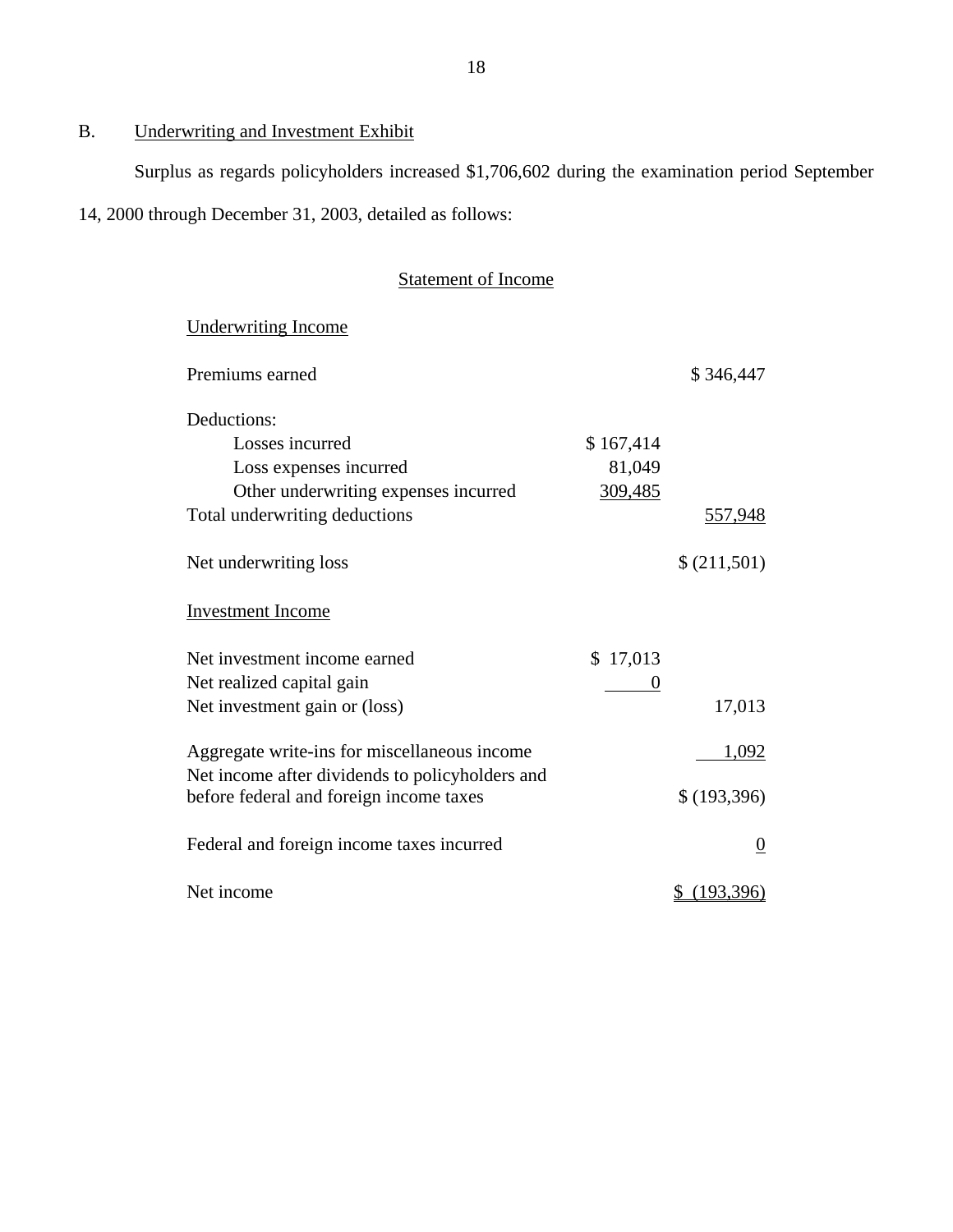## B. Underwriting and Investment Exhibit

Surplus as regards policyholders increased $1,706,602 during the examination period September 14, 2000 through December 31, 2003, detailed as follows:

### Statement of Income

| | | |
|---|---|---|
| **Underwriting Income** | | |
| Premiums earned | | $ 346,447 |
| Deductions: | | |
| Losses incurred | $ 167,414 | |
| Loss expenses incurred | 81,049 | |
| Other underwriting expenses incurred | 309,485 | |
| Total underwriting deductions | | 557,948 |
| Net underwriting loss | | $ (211,501) |
| **Investment Income** | | |
| Net investment income earned | $ 17,013 | |
| Net realized capital gain | 0 | |
| Net investment gain or (loss) | | 17,013 |
| Aggregate write-ins for miscellaneous income | | 1,092 |
| Net income after dividends to policyholders and before federal and foreign income taxes | | $ (193,396) |
| Federal and foreign income taxes incurred | | 0 |
| Net income | | $ (193,396) |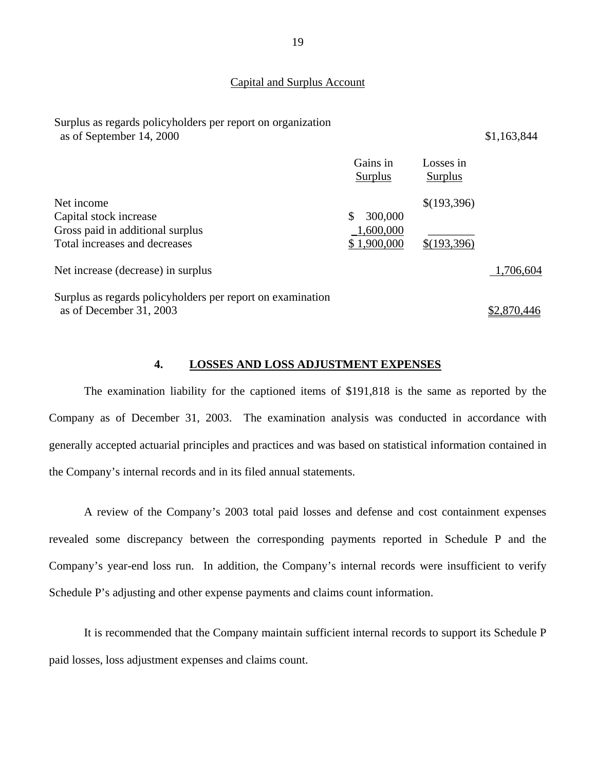## Capital and Surplus Account

| | Gains in Surplus | Losses in Surplus | |
|---|---|---|---|
| Surplus as regards policyholders per report on organization as of September 14, 2000 | | | $1,163,844 |
| Net income | | $(193,396) | |
| Capital stock increase | $ 300,000 | | |
| Gross paid in additional surplus | 1,600,000 | | |
| Total increases and decreases | $ 1,900,000 | $(193,396) | |
| Net increase (decrease) in surplus | | | 1,706,604 |
| Surplus as regards policyholders per report on examination as of December 31, 2003 | | | $2,870,446 |

## 4. LOSSES AND LOSS ADJUSTMENT EXPENSES

The examination liability for the captioned items of $191,818 is the same as reported by the Company as of December 31, 2003. The examination analysis was conducted in accordance with generally accepted actuarial principles and practices and was based on statistical information contained in the Company's internal records and in its filed annual statements.

A review of the Company's 2003 total paid losses and defense and cost containment expenses revealed some discrepancy between the corresponding payments reported in Schedule P and the Company's year-end loss run. In addition, the Company's internal records were insufficient to verify Schedule P's adjusting and other expense payments and claims count information.

It is recommended that the Company maintain sufficient internal records to support its Schedule P paid losses, loss adjustment expenses and claims count.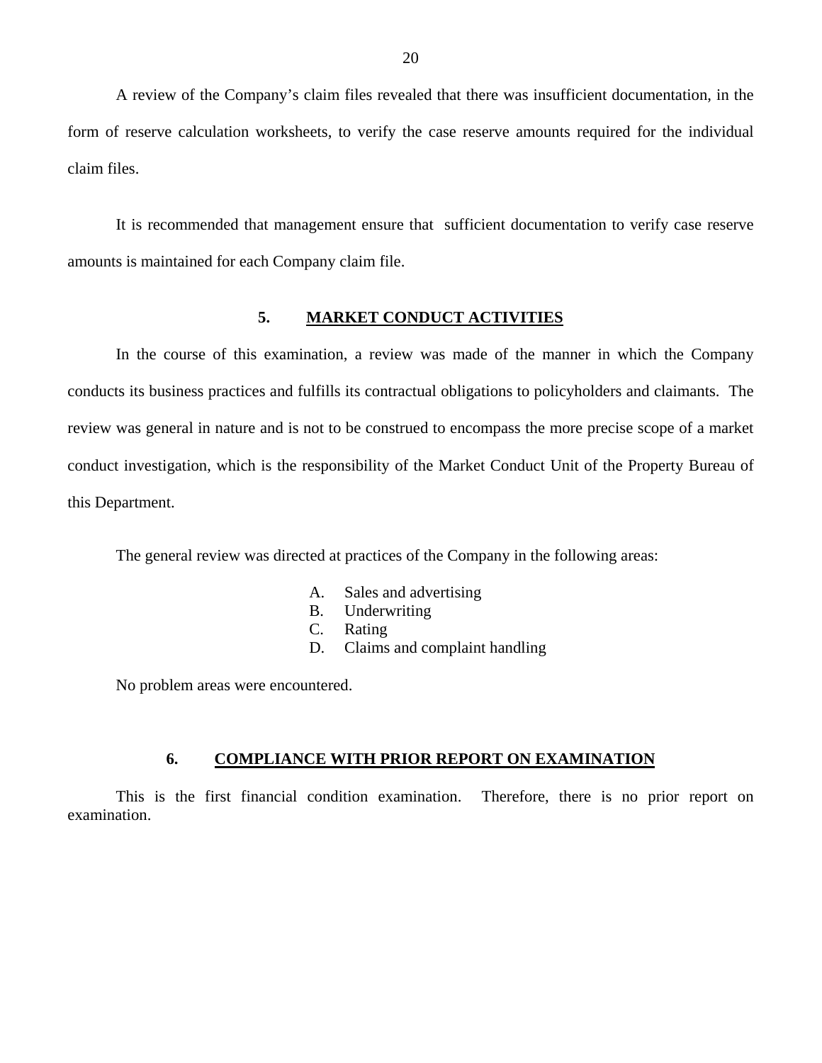A review of the Company's claim files revealed that there was insufficient documentation, in the form of reserve calculation worksheets, to verify the case reserve amounts required for the individual claim files.

It is recommended that management ensure that sufficient documentation to verify case reserve amounts is maintained for each Company claim file.

## 5. MARKET CONDUCT ACTIVITIES

In the course of this examination, a review was made of the manner in which the Company conducts its business practices and fulfills its contractual obligations to policyholders and claimants. The review was general in nature and is not to be construed to encompass the more precise scope of a market conduct investigation, which is the responsibility of the Market Conduct Unit of the Property Bureau of this Department.

The general review was directed at practices of the Company in the following areas:

A. Sales and advertising
B. Underwriting
C. Rating
D. Claims and complaint handling

No problem areas were encountered.

## 6. COMPLIANCE WITH PRIOR REPORT ON EXAMINATION

This is the first financial condition examination. Therefore, there is no prior report on examination.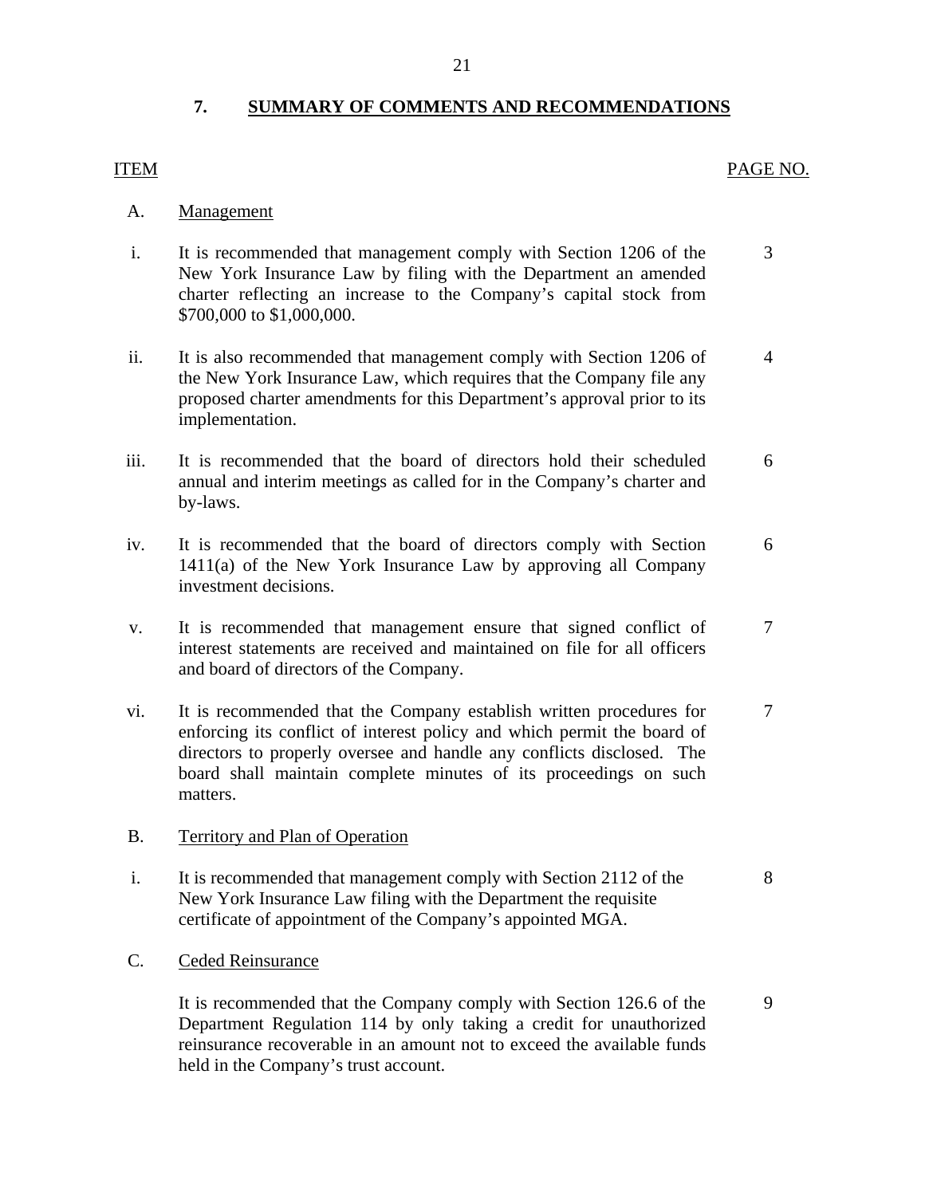## 7. SUMMARY OF COMMENTS AND RECOMMENDATIONS

| ITEM | | PAGE NO. |
|---|---|---|
| A. | Management | |
| i. | It is recommended that management comply with Section 1206 of the New York Insurance Law by filing with the Department an amended charter reflecting an increase to the Company's capital stock from $700,000 to $1,000,000. | 3 |
| ii. | It is also recommended that management comply with Section 1206 of the New York Insurance Law, which requires that the Company file any proposed charter amendments for this Department's approval prior to its implementation. | 4 |
| iii. | It is recommended that the board of directors hold their scheduled annual and interim meetings as called for in the Company's charter and by-laws. | 6 |
| iv. | It is recommended that the board of directors comply with Section 1411(a) of the New York Insurance Law by approving all Company investment decisions. | 6 |
| v. | It is recommended that management ensure that signed conflict of interest statements are received and maintained on file for all officers and board of directors of the Company. | 7 |
| vi. | It is recommended that the Company establish written procedures for enforcing its conflict of interest policy and which permit the board of directors to properly oversee and handle any conflicts disclosed. The board shall maintain complete minutes of its proceedings on such matters. | 7 |
| B. | Territory and Plan of Operation | |
| i. | It is recommended that management comply with Section 2112 of the New York Insurance Law filing with the Department the requisite certificate of appointment of the Company's appointed MGA. | 8 |
| C. | Ceded Reinsurance | |
| | It is recommended that the Company comply with Section 126.6 of the Department Regulation 114 by only taking a credit for unauthorized reinsurance recoverable in an amount not to exceed the available funds held in the Company's trust account. | 9 |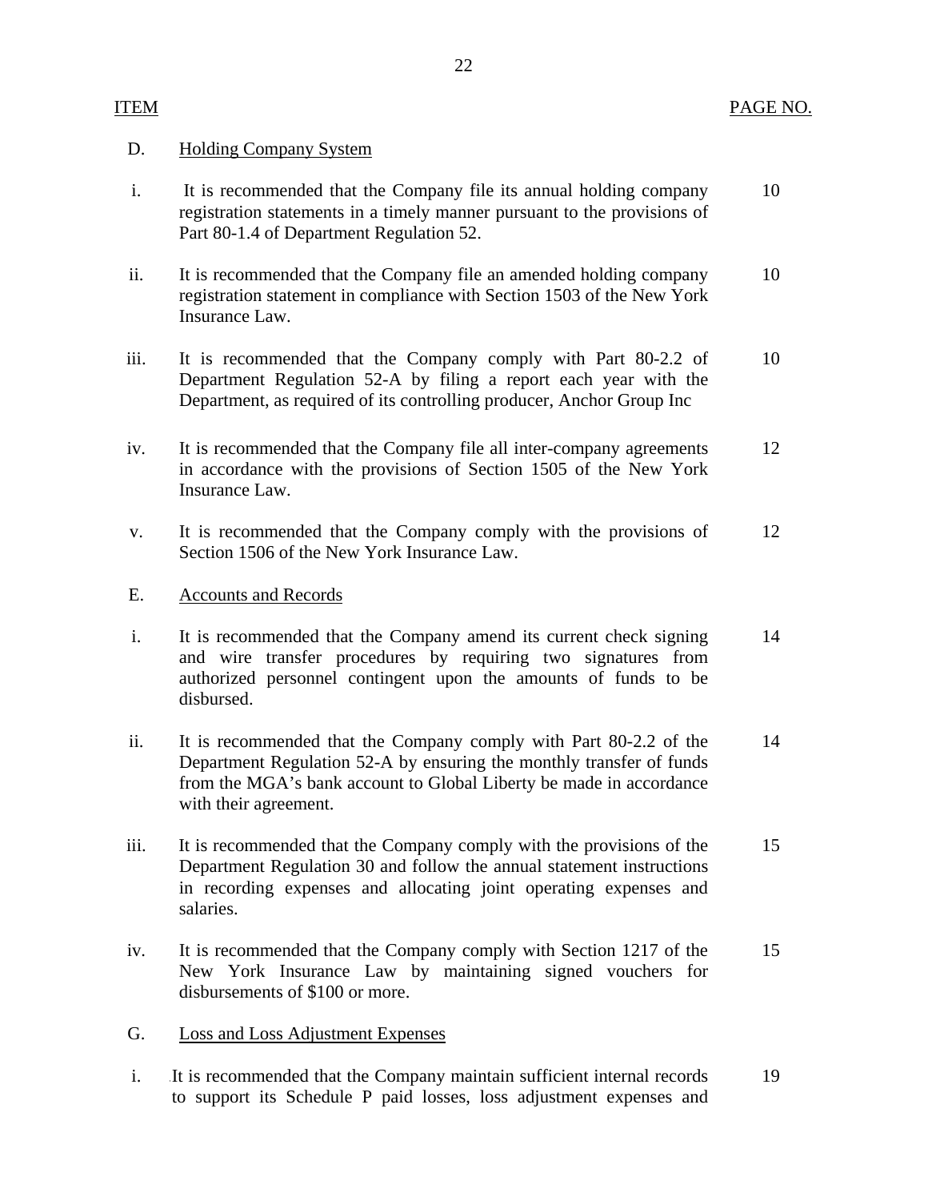| ITEM | | PAGE NO. |
|---|---|---|
| D. | Holding Company System | |
| i. | It is recommended that the Company file its annual holding company registration statements in a timely manner pursuant to the provisions of Part 80-1.4 of Department Regulation 52. | 10 |
| ii. | It is recommended that the Company file an amended holding company registration statement in compliance with Section 1503 of the New York Insurance Law. | 10 |
| iii. | It is recommended that the Company comply with Part 80-2.2 of Department Regulation 52-A by filing a report each year with the Department, as required of its controlling producer, Anchor Group Inc | 10 |
| iv. | It is recommended that the Company file all inter-company agreements in accordance with the provisions of Section 1505 of the New York Insurance Law. | 12 |
| v. | It is recommended that the Company comply with the provisions of Section 1506 of the New York Insurance Law. | 12 |
| E. | Accounts and Records | |
| i. | It is recommended that the Company amend its current check signing and wire transfer procedures by requiring two signatures from authorized personnel contingent upon the amounts of funds to be disbursed. | 14 |
| ii. | It is recommended that the Company comply with Part 80-2.2 of the Department Regulation 52-A by ensuring the monthly transfer of funds from the MGA's bank account to Global Liberty be made in accordance with their agreement. | 14 |
| iii. | It is recommended that the Company comply with the provisions of the Department Regulation 30 and follow the annual statement instructions in recording expenses and allocating joint operating expenses and salaries. | 15 |
| iv. | It is recommended that the Company comply with Section 1217 of the New York Insurance Law by maintaining signed vouchers for disbursements of $100 or more. | 15 |
| G. | Loss and Loss Adjustment Expenses | |
| i. | It is recommended that the Company maintain sufficient internal records to support its Schedule P paid losses, loss adjustment expenses and | 19 |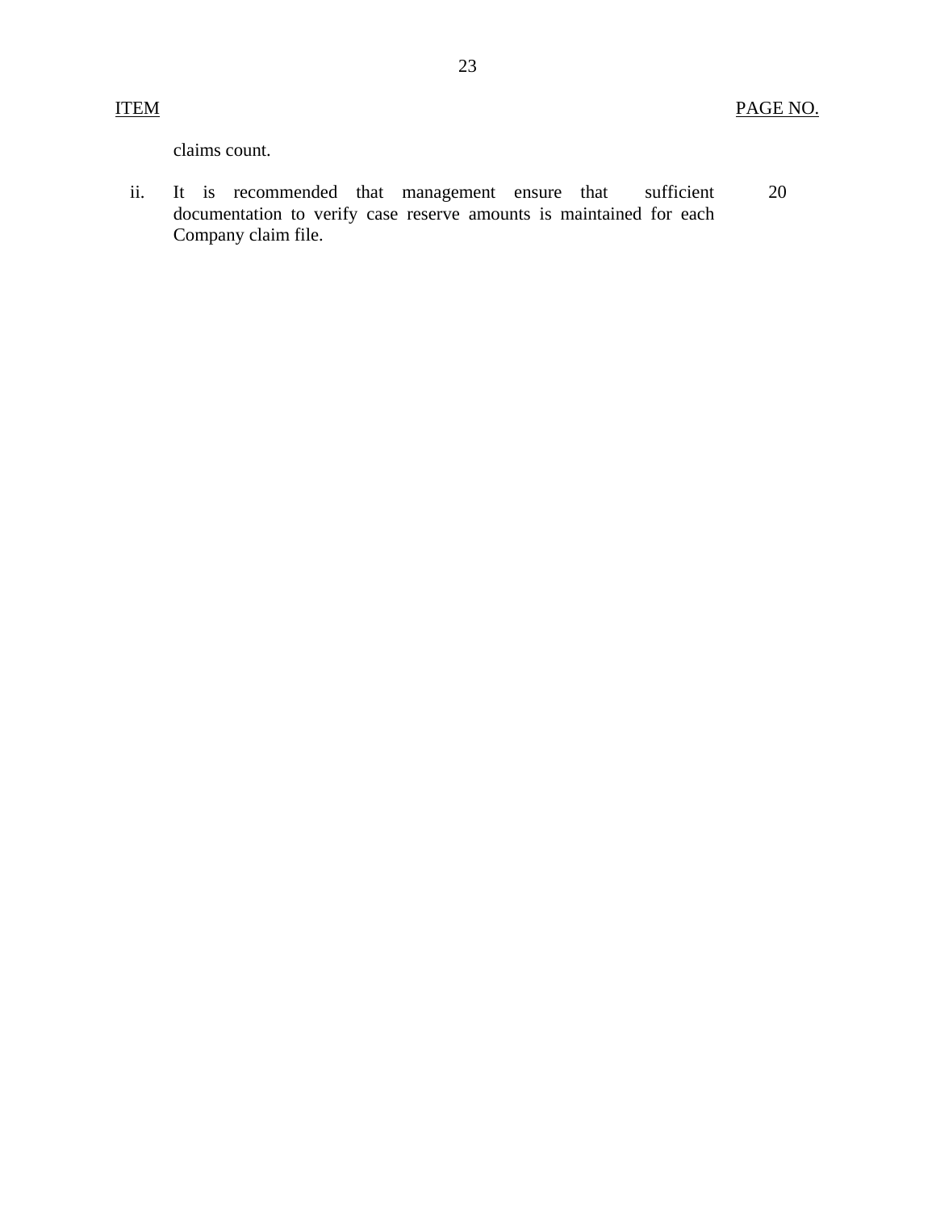| ITEM | | PAGE NO. |
|---|---|---|
| | claims count. | |
| ii. | It is recommended that management ensure that sufficient documentation to verify case reserve amounts is maintained for each Company claim file. | 20 |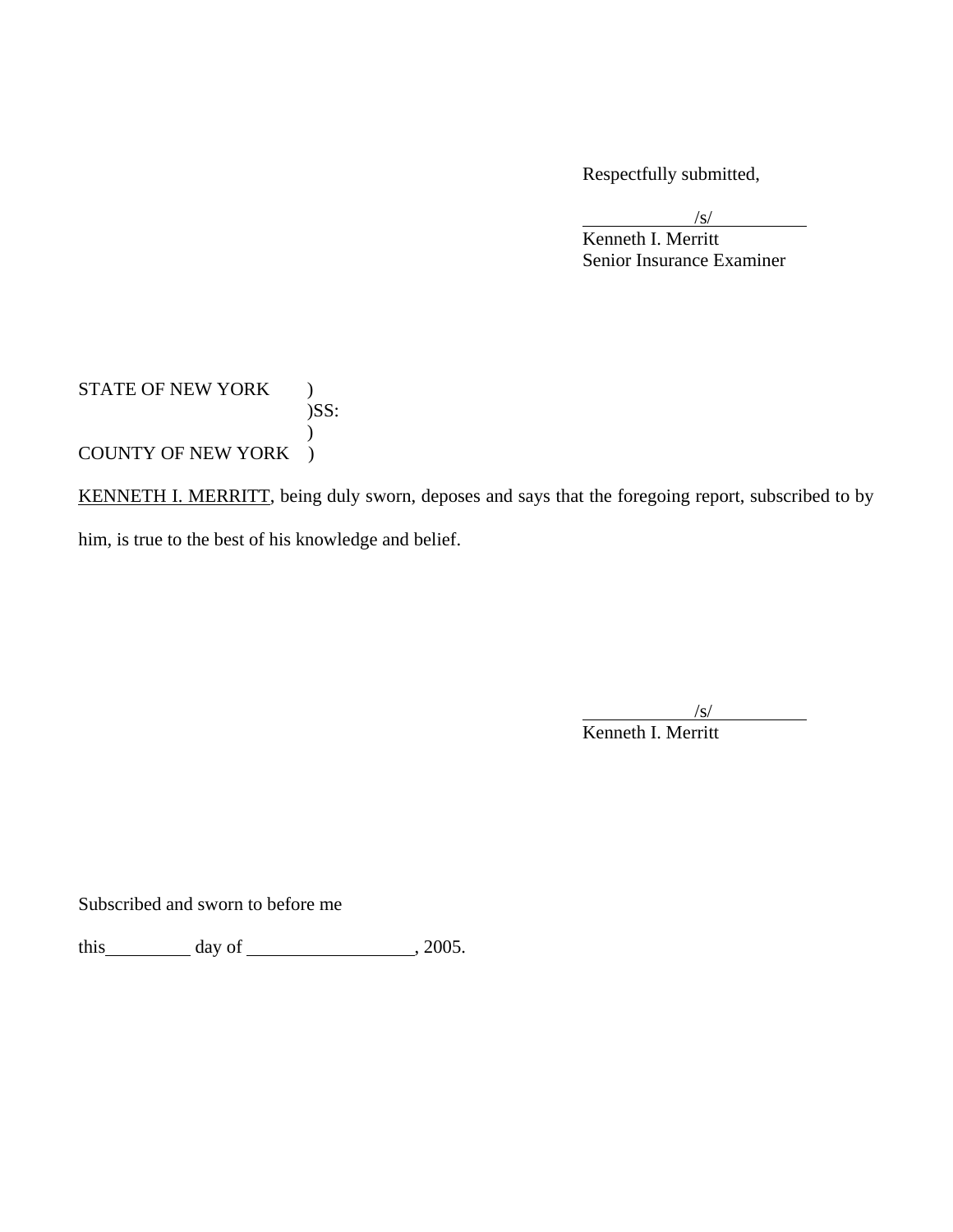Respectfully submitted,

/s/
Kenneth I. Merritt
Senior Insurance Examiner

STATE OF NEW YORK )
)SS:
)
COUNTY OF NEW YORK )

KENNETH I. MERRITT, being duly sworn, deposes and says that the foregoing report, subscribed to by him, is true to the best of his knowledge and belief.

/s/
Kenneth I. Merritt

Subscribed and sworn to before me

this__________ day of ___________________, 2005.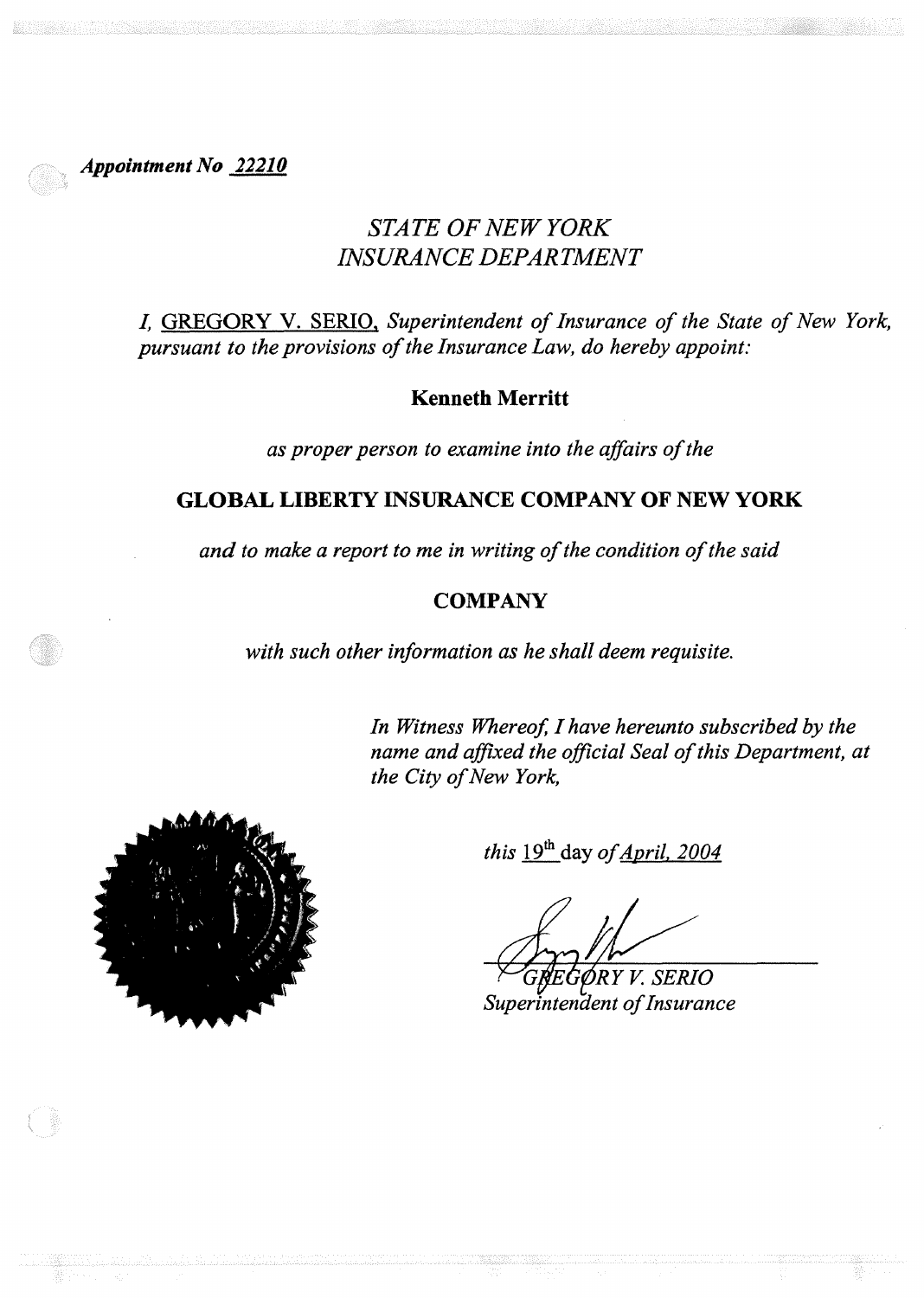*Appointment No 22210*

*STATE OF NEW YORK*
*INSURANCE DEPARTMENT*

*I,* GREGORY V. SERIO, *Superintendent of Insurance of the State of New York, pursuant to the provisions of the Insurance Law, do hereby appoint:*

**Kenneth Merritt**

*as proper person to examine into the affairs of the*

**GLOBAL LIBERTY INSURANCE COMPANY OF NEW YORK**

*and to make a report to me in writing of the condition of the said*

**COMPANY**

*with such other information as he shall deem requisite.*

*In Witness Whereof, I have hereunto subscribed by the name and affixed the official Seal of this Department, at the City of New York,*

*this* 19th day *of April, 2004*

*GREGORY V. SERIO*
*Superintendent of Insurance*